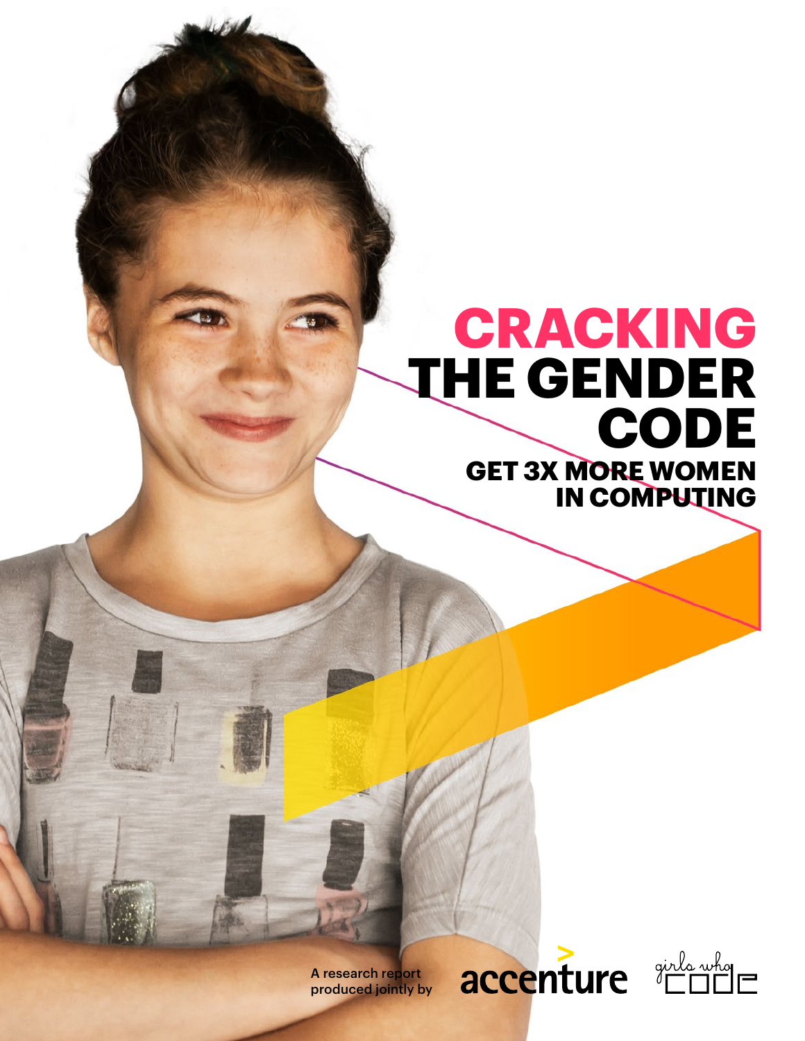# CRACKING THE GENDER CODE

## GET 3X MORE WOMEN IN COMPUTING

A research report produced jointly by accenture girls who code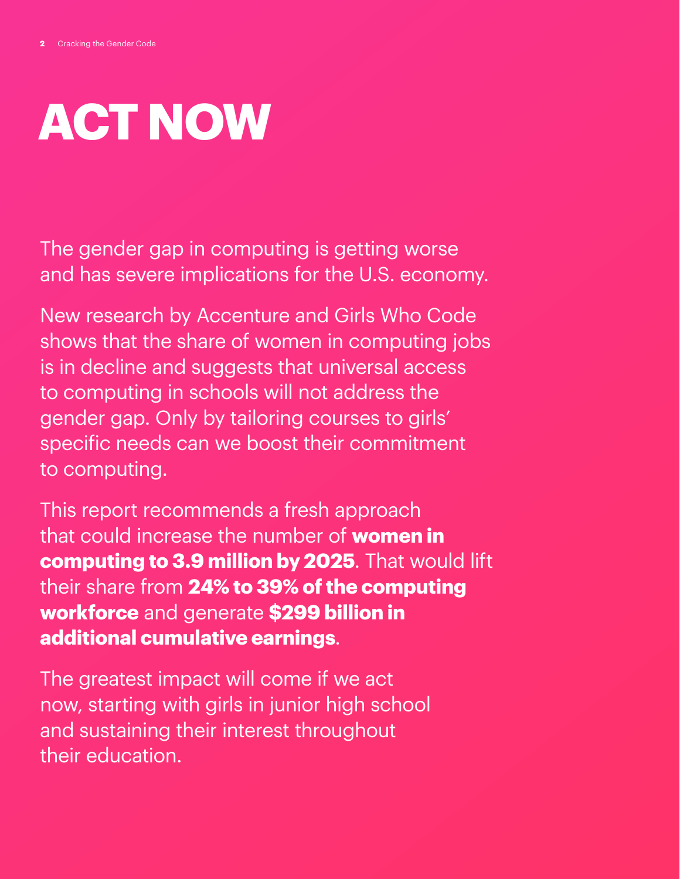# ACT NOW

The gender gap in computing is getting worse and has severe implications for the U.S. economy.

New research by Accenture and Girls Who Code shows that the share of women in computing jobs is in decline and suggests that universal access to computing in schools will not address the gender gap. Only by tailoring courses to girls' specific needs can we boost their commitment to computing.

This report recommends a fresh approach that could increase the number of **women in computing to 3.9 million by 2025**. That would lift their share from **24% to 39% of the computing workforce** and generate **$299 billion in additional cumulative earnings**.

The greatest impact will come if we act now, starting with girls in junior high school and sustaining their interest throughout their education.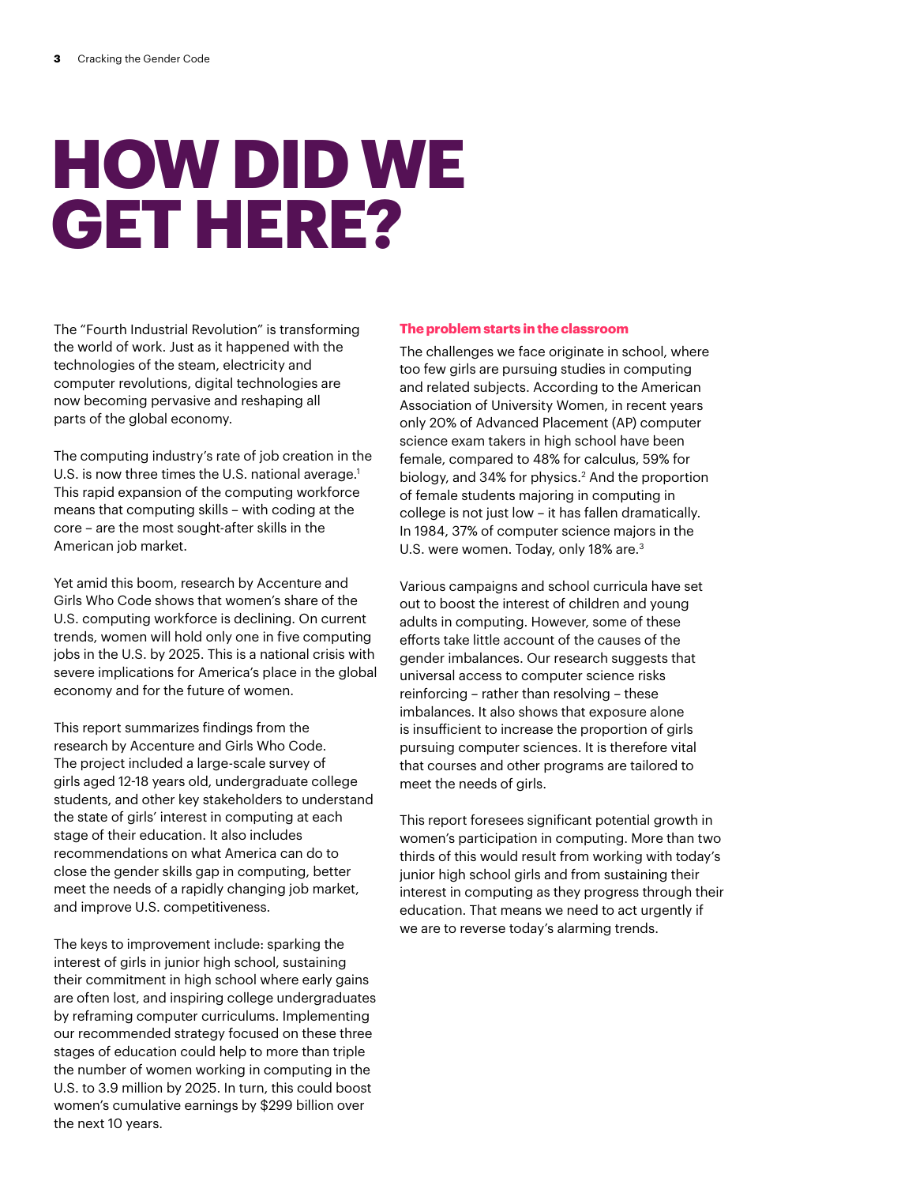# HOW DID WE GET HERE?

The "Fourth Industrial Revolution" is transforming the world of work. Just as it happened with the technologies of the steam, electricity and computer revolutions, digital technologies are now becoming pervasive and reshaping all parts of the global economy.

The computing industry's rate of job creation in the U.S. is now three times the U.S. national average.[1] This rapid expansion of the computing workforce means that computing skills – with coding at the core – are the most sought-after skills in the American job market.

Yet amid this boom, research by Accenture and Girls Who Code shows that women's share of the U.S. computing workforce is declining. On current trends, women will hold only one in five computing jobs in the U.S. by 2025. This is a national crisis with severe implications for America's place in the global economy and for the future of women.

This report summarizes findings from the research by Accenture and Girls Who Code. The project included a large-scale survey of girls aged 12-18 years old, undergraduate college students, and other key stakeholders to understand the state of girls' interest in computing at each stage of their education. It also includes recommendations on what America can do to close the gender skills gap in computing, better meet the needs of a rapidly changing job market, and improve U.S. competitiveness.

The keys to improvement include: sparking the interest of girls in junior high school, sustaining their commitment in high school where early gains are often lost, and inspiring college undergraduates by reframing computer curriculums. Implementing our recommended strategy focused on these three stages of education could help to more than triple the number of women working in computing in the U.S. to 3.9 million by 2025. In turn, this could boost women's cumulative earnings by $299 billion over the next 10 years.

### The problem starts in the classroom

The challenges we face originate in school, where too few girls are pursuing studies in computing and related subjects. According to the American Association of University Women, in recent years only 20% of Advanced Placement (AP) computer science exam takers in high school have been female, compared to 48% for calculus, 59% for biology, and 34% for physics.[2] And the proportion of female students majoring in computing in college is not just low – it has fallen dramatically. In 1984, 37% of computer science majors in the U.S. were women. Today, only 18% are.[3]

Various campaigns and school curricula have set out to boost the interest of children and young adults in computing. However, some of these efforts take little account of the causes of the gender imbalances. Our research suggests that universal access to computer science risks reinforcing – rather than resolving – these imbalances. It also shows that exposure alone is insufficient to increase the proportion of girls pursuing computer sciences. It is therefore vital that courses and other programs are tailored to meet the needs of girls.

This report foresees significant potential growth in women's participation in computing. More than two thirds of this would result from working with today's junior high school girls and from sustaining their interest in computing as they progress through their education. That means we need to act urgently if we are to reverse today's alarming trends.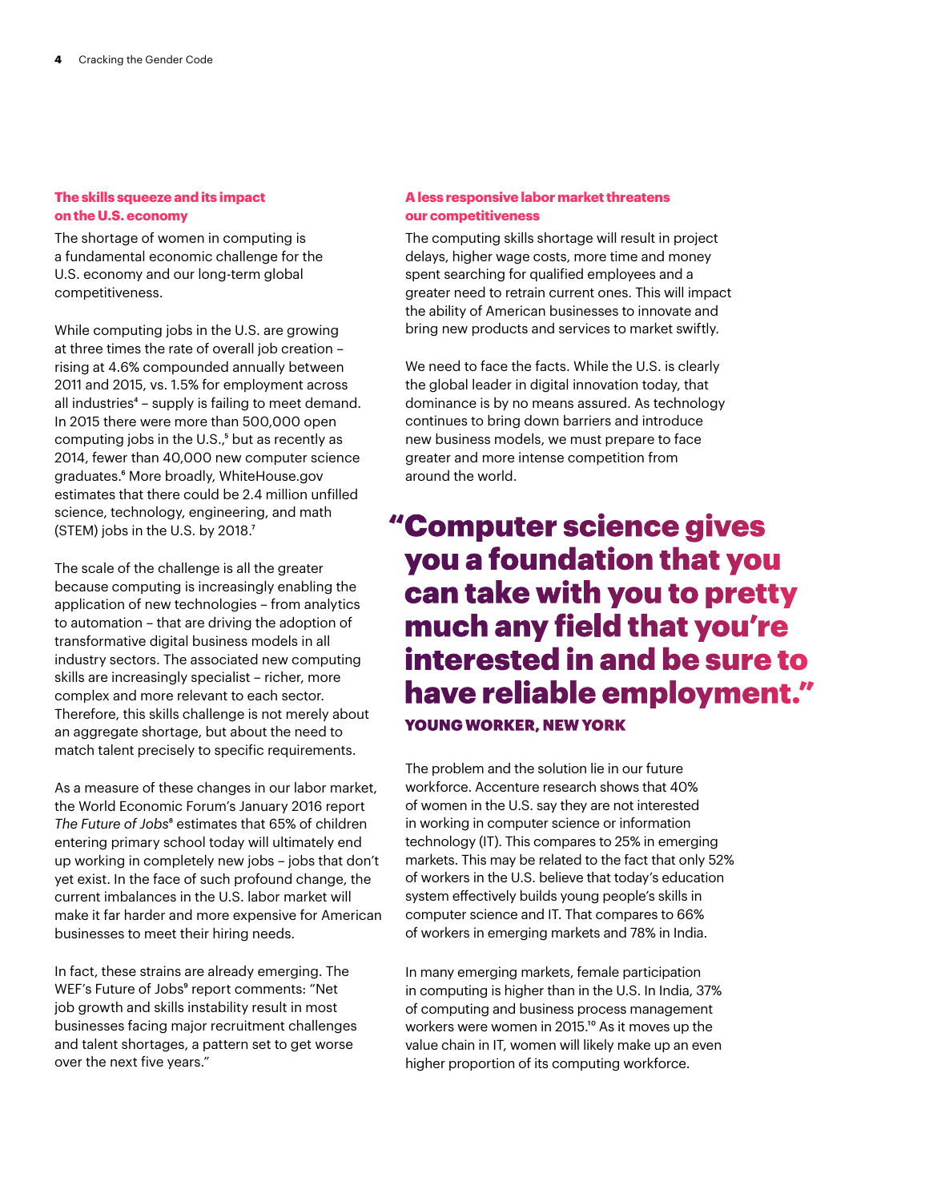### The skills squeeze and its impact on the U.S. economy

The shortage of women in computing is a fundamental economic challenge for the U.S. economy and our long-term global competitiveness.

While computing jobs in the U.S. are growing at three times the rate of overall job creation – rising at 4.6% compounded annually between 2011 and 2015, vs. 1.5% for employment across all industries[4] – supply is failing to meet demand. In 2015 there were more than 500,000 open computing jobs in the U.S.,[5] but as recently as 2014, fewer than 40,000 new computer science graduates.[6] More broadly, WhiteHouse.gov estimates that there could be 2.4 million unfilled science, technology, engineering, and math (STEM) jobs in the U.S. by 2018.[7]

The scale of the challenge is all the greater because computing is increasingly enabling the application of new technologies – from analytics to automation – that are driving the adoption of transformative digital business models in all industry sectors. The associated new computing skills are increasingly specialist – richer, more complex and more relevant to each sector. Therefore, this skills challenge is not merely about an aggregate shortage, but about the need to match talent precisely to specific requirements.

As a measure of these changes in our labor market, the World Economic Forum's January 2016 report *The Future of Jobs*[8] estimates that 65% of children entering primary school today will ultimately end up working in completely new jobs – jobs that don't yet exist. In the face of such profound change, the current imbalances in the U.S. labor market will make it far harder and more expensive for American businesses to meet their hiring needs.

In fact, these strains are already emerging. The WEF's Future of Jobs[9] report comments: "Net job growth and skills instability result in most businesses facing major recruitment challenges and talent shortages, a pattern set to get worse over the next five years."

### A less responsive labor market threatens our competitiveness

The computing skills shortage will result in project delays, higher wage costs, more time and money spent searching for qualified employees and a greater need to retrain current ones. This will impact the ability of American businesses to innovate and bring new products and services to market swiftly.

We need to face the facts. While the U.S. is clearly the global leader in digital innovation today, that dominance is by no means assured. As technology continues to bring down barriers and introduce new business models, we must prepare to face greater and more intense competition from around the world.

> **"Computer science gives you a foundation that you can take with you to pretty much any field that you're interested in and be sure to have reliable employment."**
>
> **YOUNG WORKER, NEW YORK**

The problem and the solution lie in our future workforce. Accenture research shows that 40% of women in the U.S. say they are not interested in working in computer science or information technology (IT). This compares to 25% in emerging markets. This may be related to the fact that only 52% of workers in the U.S. believe that today's education system effectively builds young people's skills in computer science and IT. That compares to 66% of workers in emerging markets and 78% in India.

In many emerging markets, female participation in computing is higher than in the U.S. In India, 37% of computing and business process management workers were women in 2015.[10] As it moves up the value chain in IT, women will likely make up an even higher proportion of its computing workforce.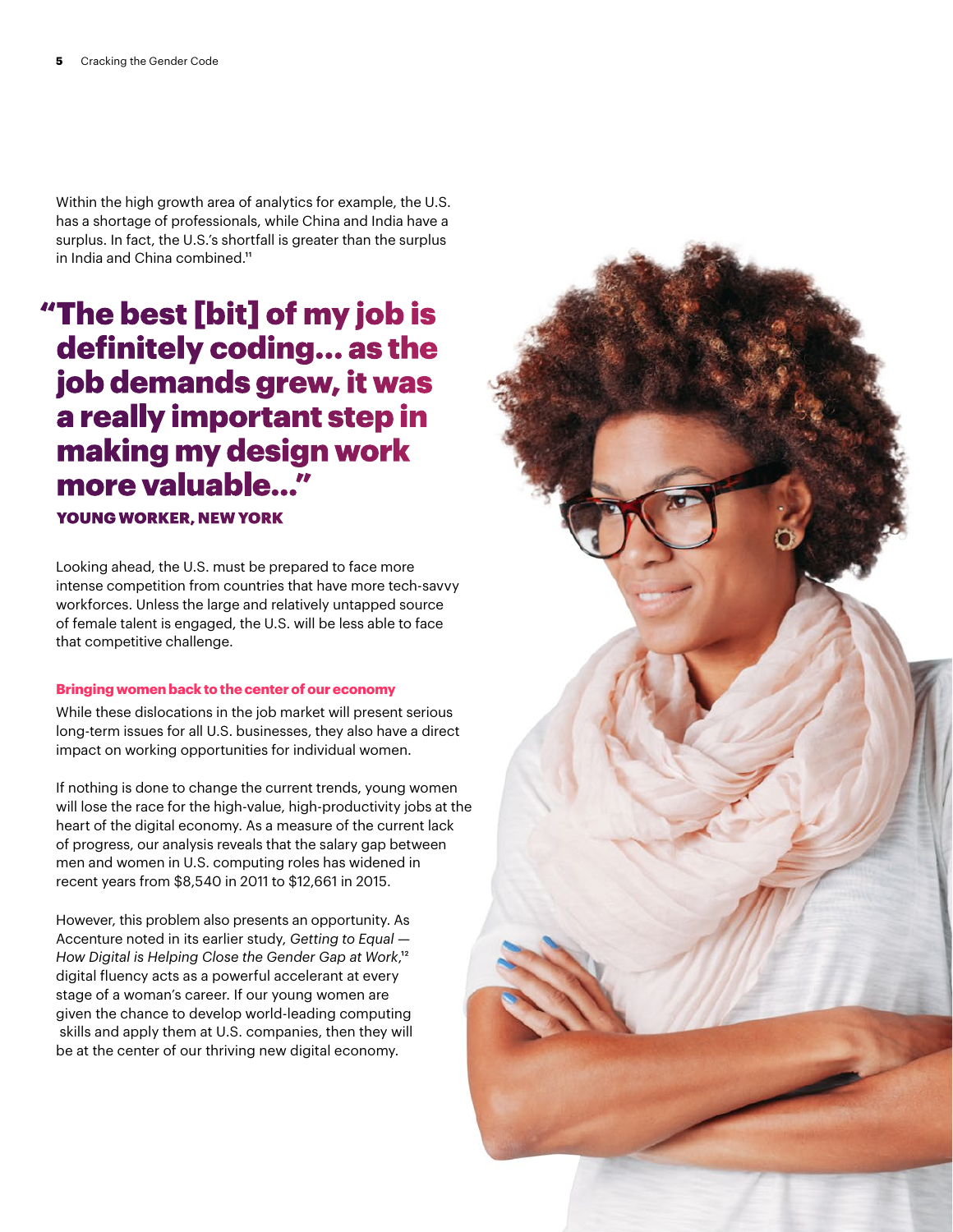Within the high growth area of analytics for example, the U.S. has a shortage of professionals, while China and India have a surplus. In fact, the U.S.'s shortfall is greater than the surplus in India and China combined.[11]

> **"The best [bit] of my job is definitely coding... as the job demands grew, it was a really important step in making my design work more valuable..."**
>
> **YOUNG WORKER, NEW YORK**

Looking ahead, the U.S. must be prepared to face more intense competition from countries that have more tech-savvy workforces. Unless the large and relatively untapped source of female talent is engaged, the U.S. will be less able to face that competitive challenge.

#### Bringing women back to the center of our economy

While these dislocations in the job market will present serious long-term issues for all U.S. businesses, they also have a direct impact on working opportunities for individual women.

If nothing is done to change the current trends, young women will lose the race for the high-value, high-productivity jobs at the heart of the digital economy. As a measure of the current lack of progress, our analysis reveals that the salary gap between men and women in U.S. computing roles has widened in recent years from $8,540 in 2011 to $12,661 in 2015.

However, this problem also presents an opportunity. As Accenture noted in its earlier study, *Getting to Equal — How Digital is Helping Close the Gender Gap at Work*,[12] digital fluency acts as a powerful accelerant at every stage of a woman's career. If our young women are given the chance to develop world-leading computing skills and apply them at U.S. companies, then they will be at the center of our thriving new digital economy.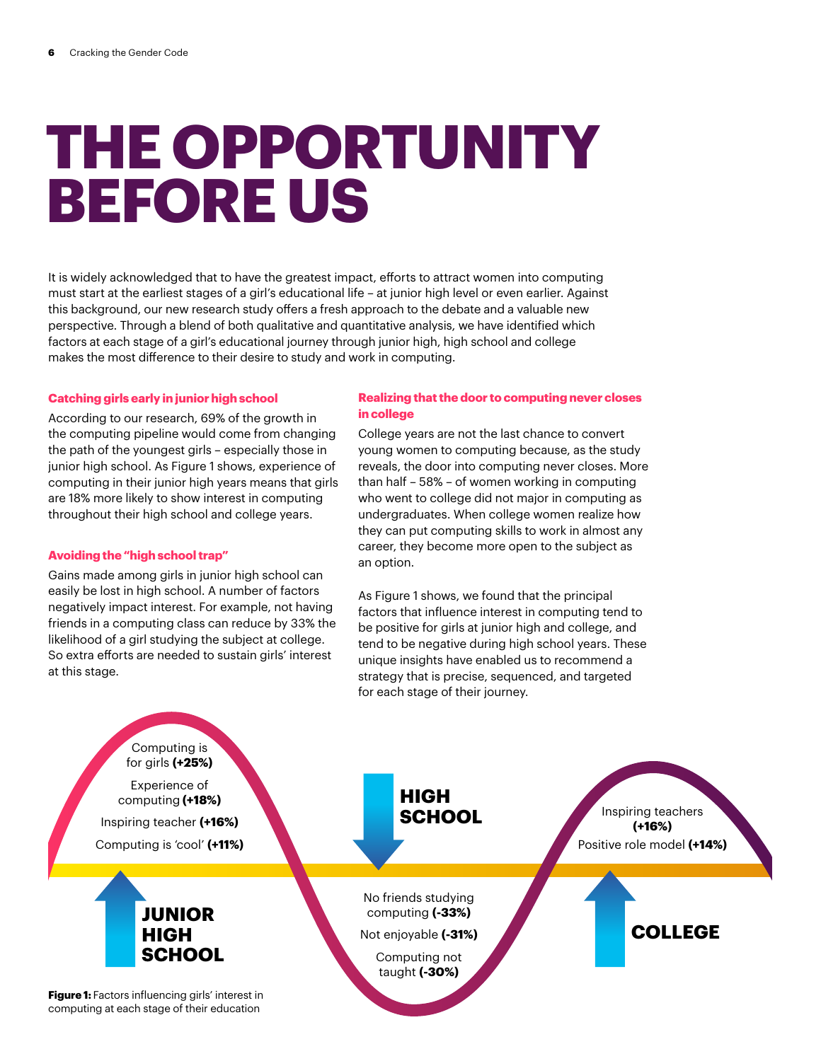# THE OPPORTUNITY BEFORE US

It is widely acknowledged that to have the greatest impact, efforts to attract women into computing must start at the earliest stages of a girl's educational life – at junior high level or even earlier. Against this background, our new research study offers a fresh approach to the debate and a valuable new perspective. Through a blend of both qualitative and quantitative analysis, we have identified which factors at each stage of a girl's educational journey through junior high, high school and college makes the most difference to their desire to study and work in computing.

### Catching girls early in junior high school

According to our research, 69% of the growth in the computing pipeline would come from changing the path of the youngest girls – especially those in junior high school. As Figure 1 shows, experience of computing in their junior high years means that girls are 18% more likely to show interest in computing throughout their high school and college years.

### Avoiding the "high school trap"

Gains made among girls in junior high school can easily be lost in high school. A number of factors negatively impact interest. For example, not having friends in a computing class can reduce by 33% the likelihood of a girl studying the subject at college. So extra efforts are needed to sustain girls' interest at this stage.

### Realizing that the door to computing never closes in college

College years are not the last chance to convert young women to computing because, as the study reveals, the door into computing never closes. More than half – 58% – of women working in computing who went to college did not major in computing as undergraduates. When college women realize how they can put computing skills to work in almost any career, they become more open to the subject as an option.

As Figure 1 shows, we found that the principal factors that influence interest in computing tend to be positive for girls at junior high and college, and tend to be negative during high school years. These unique insights have enabled us to recommend a strategy that is precise, sequenced, and targeted for each stage of their journey.

JUNIOR HIGH SCHOOL

Computing is for girls **(+25%)**

Experience of computing **(+18%)**

Inspiring teacher **(+16%)**

Computing is 'cool' **(+11%)**

HIGH SCHOOL

No friends studying computing **(-33%)**

Not enjoyable **(-31%)**

Computing not taught **(-30%)**

COLLEGE

Inspiring teachers **(+16%)**

Positive role model **(+14%)**

**Figure 1:** Factors influencing girls' interest in computing at each stage of their education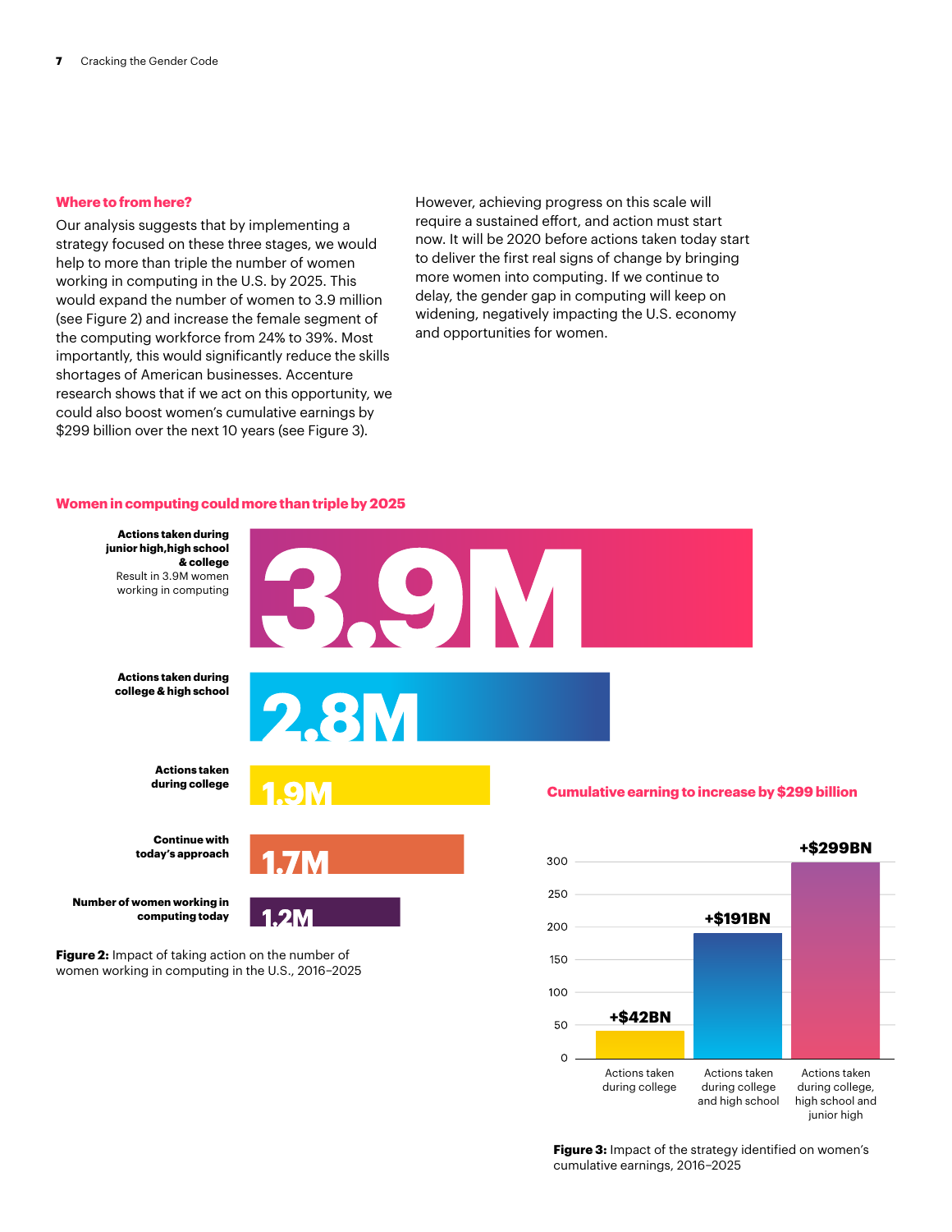## Where to from here?

Our analysis suggests that by implementing a strategy focused on these three stages, we would help to more than triple the number of women working in computing in the U.S. by 2025. This would expand the number of women to 3.9 million (see Figure 2) and increase the female segment of the computing workforce from 24% to 39%. Most importantly, this would significantly reduce the skills shortages of American businesses. Accenture research shows that if we act on this opportunity, we could also boost women's cumulative earnings by $299 billion over the next 10 years (see Figure 3).

However, achieving progress on this scale will require a sustained effort, and action must start now. It will be 2020 before actions taken today start to deliver the first real signs of change by bringing more women into computing. If we continue to delay, the gender gap in computing will keep on widening, negatively impacting the U.S. economy and opportunities for women.

### Women in computing could more than triple by 2025

| Scenario | Women working in computing |
|---|---|
| **Actions taken during junior high, high school & college** Result in 3.9M women working in computing | 3.9M |
| **Actions taken during college & high school** | 2.8M |
| **Actions taken during college** | 1.9M |
| **Continue with today's approach** | 1.7M |
| **Number of women working in computing today** | 1.2M |

**Figure 2:** Impact of taking action on the number of women working in computing in the U.S., 2016–2025

### Cumulative earning to increase by $299 billion

| Scenario | Cumulative earnings increase |
|---|---|
| Actions taken during college | +$42BN |
| Actions taken during college and high school | +$191BN |
| Actions taken during college, high school and junior high | +$299BN |

**Figure 3:** Impact of the strategy identified on women's cumulative earnings, 2016–2025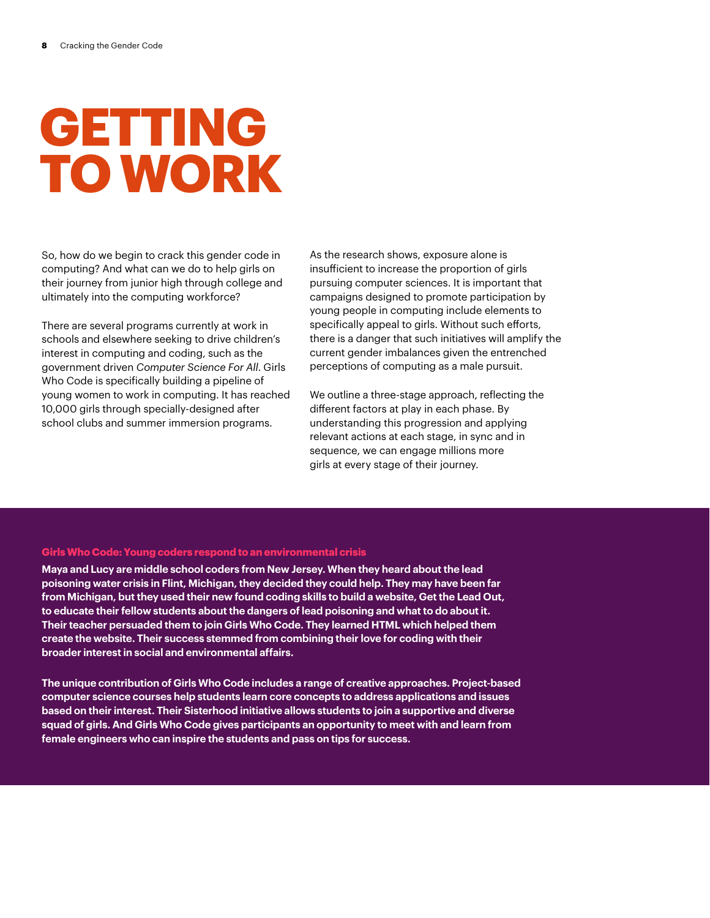# GETTING TO WORK

So, how do we begin to crack this gender code in computing? And what can we do to help girls on their journey from junior high through college and ultimately into the computing workforce?

There are several programs currently at work in schools and elsewhere seeking to drive children's interest in computing and coding, such as the government driven *Computer Science For All*. Girls Who Code is specifically building a pipeline of young women to work in computing. It has reached 10,000 girls through specially-designed after school clubs and summer immersion programs.

As the research shows, exposure alone is insufficient to increase the proportion of girls pursuing computer sciences. It is important that campaigns designed to promote participation by young people in computing include elements to specifically appeal to girls. Without such efforts, there is a danger that such initiatives will amplify the current gender imbalances given the entrenched perceptions of computing as a male pursuit.

We outline a three-stage approach, reflecting the different factors at play in each phase. By understanding this progression and applying relevant actions at each stage, in sync and in sequence, we can engage millions more girls at every stage of their journey.

### Girls Who Code: Young coders respond to an environmental crisis

**Maya and Lucy are middle school coders from New Jersey. When they heard about the lead poisoning water crisis in Flint, Michigan, they decided they could help. They may have been far from Michigan, but they used their new found coding skills to build a website, Get the Lead Out, to educate their fellow students about the dangers of lead poisoning and what to do about it. Their teacher persuaded them to join Girls Who Code. They learned HTML which helped them create the website. Their success stemmed from combining their love for coding with their broader interest in social and environmental affairs.**

**The unique contribution of Girls Who Code includes a range of creative approaches. Project-based computer science courses help students learn core concepts to address applications and issues based on their interest. Their Sisterhood initiative allows students to join a supportive and diverse squad of girls. And Girls Who Code gives participants an opportunity to meet with and learn from female engineers who can inspire the students and pass on tips for success.**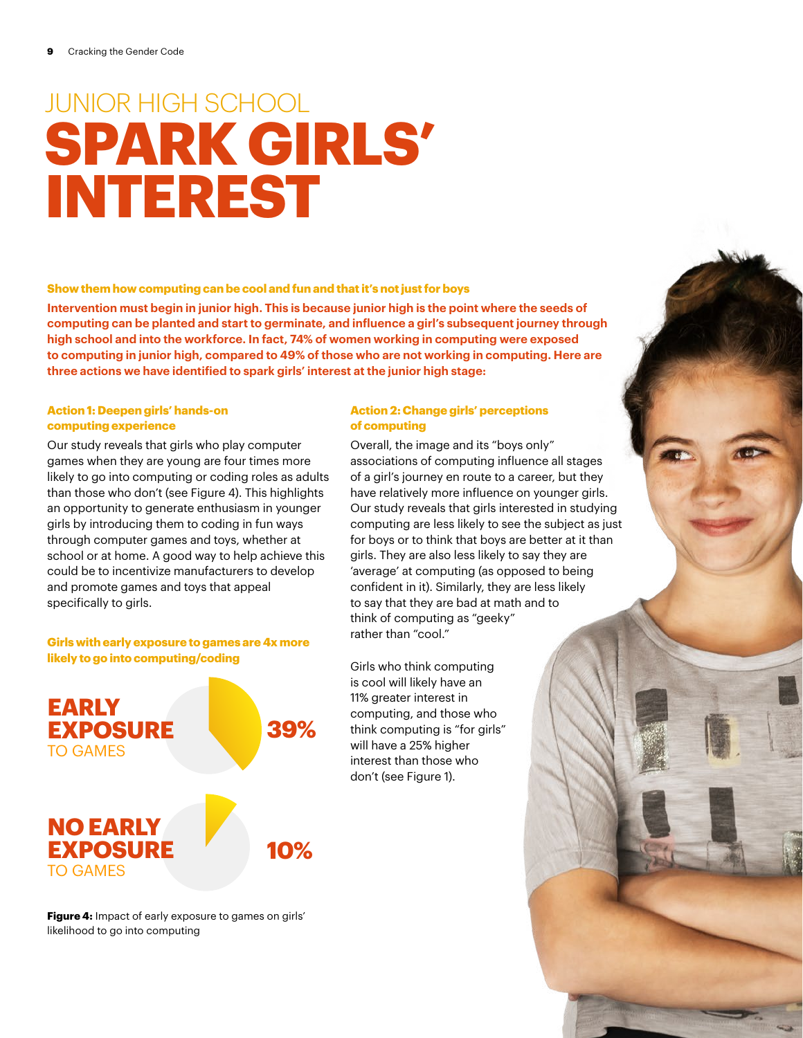# JUNIOR HIGH SCHOOL
# SPARK GIRLS' INTEREST

**Show them how computing can be cool and fun and that it's not just for boys**

**Intervention must begin in junior high. This is because junior high is the point where the seeds of computing can be planted and start to germinate, and influence a girl's subsequent journey through high school and into the workforce. In fact, 74% of women working in computing were exposed to computing in junior high, compared to 49% of those who are not working in computing. Here are three actions we have identified to spark girls' interest at the junior high stage:**

### Action 1: Deepen girls' hands-on computing experience

Our study reveals that girls who play computer games when they are young are four times more likely to go into computing or coding roles as adults than those who don't (see Figure 4). This highlights an opportunity to generate enthusiasm in younger girls by introducing them to coding in fun ways through computer games and toys, whether at school or at home. A good way to help achieve this could be to incentivize manufacturers to develop and promote games and toys that appeal specifically to girls.

**Girls with early exposure to games are 4x more likely to go into computing/coding**

EARLY EXPOSURE TO GAMES 39%

NO EARLY EXPOSURE TO GAMES 10%

**Figure 4:** Impact of early exposure to games on girls' likelihood to go into computing

### Action 2: Change girls' perceptions of computing

Overall, the image and its "boys only" associations of computing influence all stages of a girl's journey en route to a career, but they have relatively more influence on younger girls. Our study reveals that girls interested in studying computing are less likely to see the subject as just for boys or to think that boys are better at it than girls. They are also less likely to say they are 'average' at computing (as opposed to being confident in it). Similarly, they are less likely to say that they are bad at math and to think of computing as "geeky" rather than "cool."

Girls who think computing is cool will likely have an 11% greater interest in computing, and those who think computing is "for girls" will have a 25% higher interest than those who don't (see Figure 1).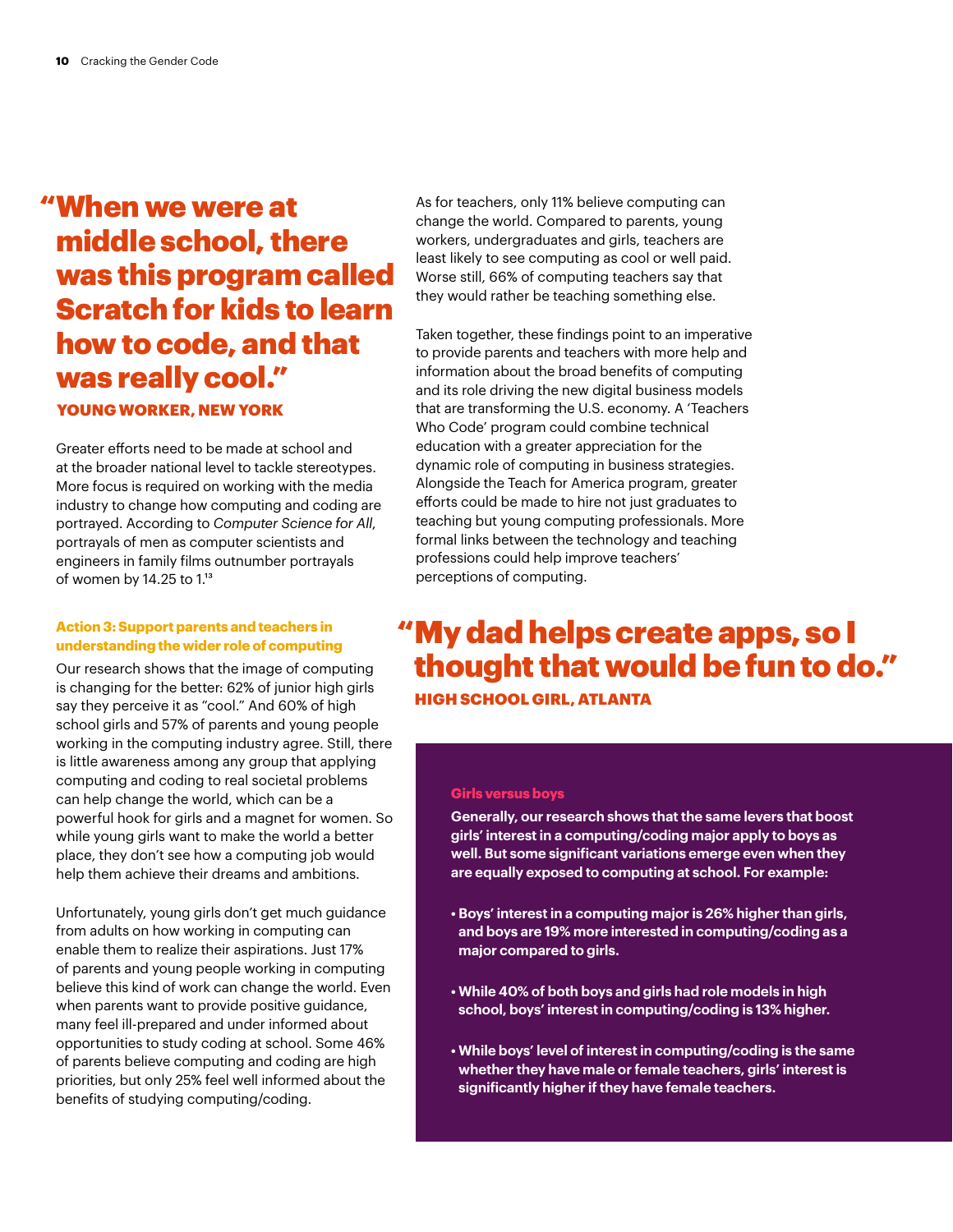**"When we were at middle school, there was this program called Scratch for kids to learn how to code, and that was really cool."**

**YOUNG WORKER, NEW YORK**

Greater efforts need to be made at school and at the broader national level to tackle stereotypes. More focus is required on working with the media industry to change how computing and coding are portrayed. According to *Computer Science for All*, portrayals of men as computer scientists and engineers in family films outnumber portrayals of women by 14.25 to 1.[13]

### Action 3: Support parents and teachers in understanding the wider role of computing

Our research shows that the image of computing is changing for the better: 62% of junior high girls say they perceive it as "cool." And 60% of high school girls and 57% of parents and young people working in the computing industry agree. Still, there is little awareness among any group that applying computing and coding to real societal problems can help change the world, which can be a powerful hook for girls and a magnet for women. So while young girls want to make the world a better place, they don't see how a computing job would help them achieve their dreams and ambitions.

Unfortunately, young girls don't get much guidance from adults on how working in computing can enable them to realize their aspirations. Just 17% of parents and young people working in computing believe this kind of work can change the world. Even when parents want to provide positive guidance, many feel ill-prepared and under informed about opportunities to study coding at school. Some 46% of parents believe computing and coding are high priorities, but only 25% feel well informed about the benefits of studying computing/coding.

As for teachers, only 11% believe computing can change the world. Compared to parents, young workers, undergraduates and girls, teachers are least likely to see computing as cool or well paid. Worse still, 66% of computing teachers say that they would rather be teaching something else.

Taken together, these findings point to an imperative to provide parents and teachers with more help and information about the broad benefits of computing and its role driving the new digital business models that are transforming the U.S. economy. A 'Teachers Who Code' program could combine technical education with a greater appreciation for the dynamic role of computing in business strategies. Alongside the Teach for America program, greater efforts could be made to hire not just graduates to teaching but young computing professionals. More formal links between the technology and teaching professions could help improve teachers' perceptions of computing.

**"My dad helps create apps, so I thought that would be fun to do."**

**HIGH SCHOOL GIRL, ATLANTA**

**Girls versus boys**

**Generally, our research shows that the same levers that boost girls' interest in a computing/coding major apply to boys as well. But some significant variations emerge even when they are equally exposed to computing at school. For example:**

- **Boys' interest in a computing major is 26% higher than girls, and boys are 19% more interested in computing/coding as a major compared to girls.**
- **While 40% of both boys and girls had role models in high school, boys' interest in computing/coding is 13% higher.**
- **While boys' level of interest in computing/coding is the same whether they have male or female teachers, girls' interest is significantly higher if they have female teachers.**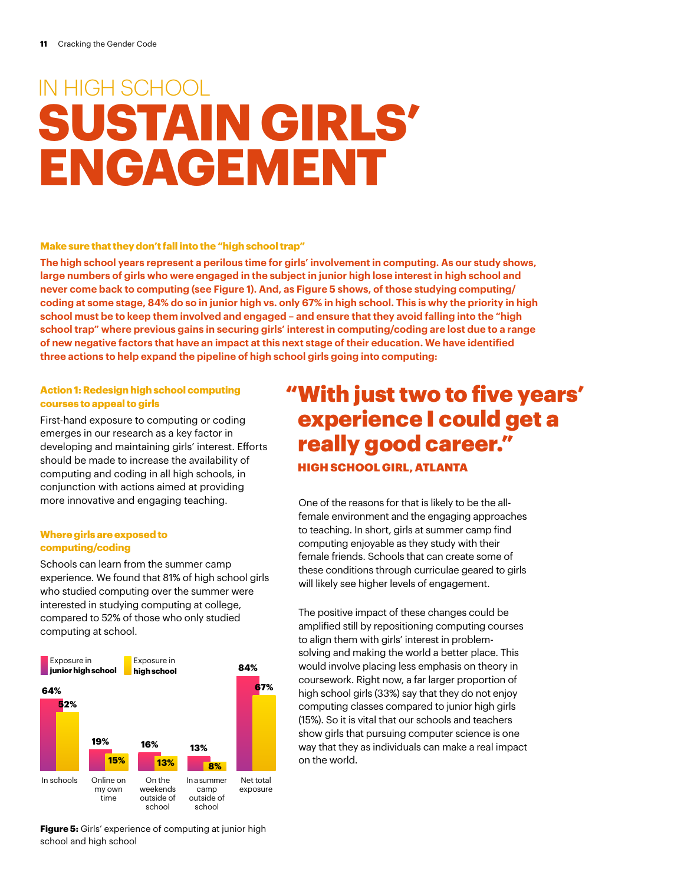# IN HIGH SCHOOL
# SUSTAIN GIRLS' ENGAGEMENT

**Make sure that they don't fall into the "high school trap"**

**The high school years represent a perilous time for girls' involvement in computing. As our study shows, large numbers of girls who were engaged in the subject in junior high lose interest in high school and never come back to computing (see Figure 1). And, as Figure 5 shows, of those studying computing/coding at some stage, 84% do so in junior high vs. only 67% in high school. This is why the priority in high school must be to keep them involved and engaged – and ensure that they avoid falling into the "high school trap" where previous gains in securing girls' interest in computing/coding are lost due to a range of new negative factors that have an impact at this next stage of their education. We have identified three actions to help expand the pipeline of high school girls going into computing:**

### Action 1: Redesign high school computing courses to appeal to girls

First-hand exposure to computing or coding emerges in our research as a key factor in developing and maintaining girls' interest. Efforts should be made to increase the availability of computing and coding in all high schools, in conjunction with actions aimed at providing more innovative and engaging teaching.

### Where girls are exposed to computing/coding

Schools can learn from the summer camp experience. We found that 81% of high school girls who studied computing over the summer were interested in studying computing at college, compared to 52% of those who only studied computing at school.

Exposure in junior high school
Exposure in high school

In schools: 64% 52%
Online on my own time: 19% 15%
On the weekends outside of school: 16% 13%
In a summer camp outside of school: 13% 8%
Net total exposure: 84% 67%

**Figure 5:** Girls' experience of computing at junior high school and high school

> **"With just two to five years' experience I could get a really good career."**
> **HIGH SCHOOL GIRL, ATLANTA**

One of the reasons for that is likely to be the all-female environment and the engaging approaches to teaching. In short, girls at summer camp find computing enjoyable as they study with their female friends. Schools that can create some of these conditions through curriculae geared to girls will likely see higher levels of engagement.

The positive impact of these changes could be amplified still by repositioning computing courses to align them with girls' interest in problem-solving and making the world a better place. This would involve placing less emphasis on theory in coursework. Right now, a far larger proportion of high school girls (33%) say that they do not enjoy computing classes compared to junior high girls (15%). So it is vital that our schools and teachers show girls that pursuing computer science is one way that they as individuals can make a real impact on the world.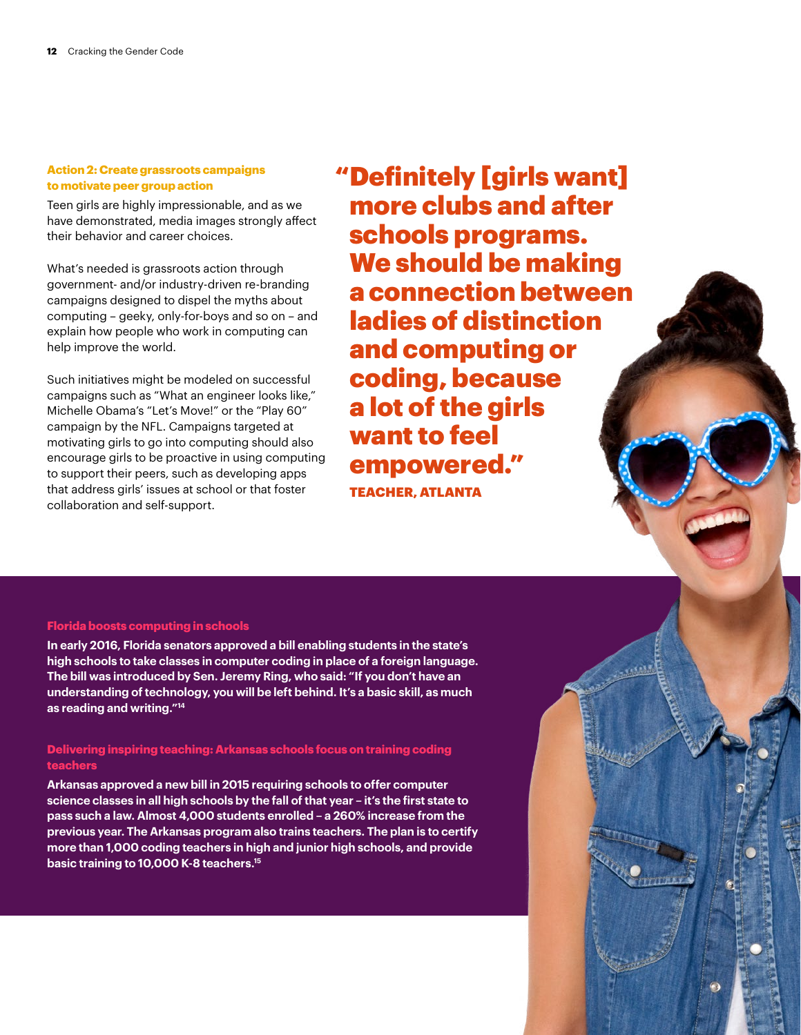### Action 2: Create grassroots campaigns to motivate peer group action

Teen girls are highly impressionable, and as we have demonstrated, media images strongly affect their behavior and career choices.

What's needed is grassroots action through government- and/or industry-driven re-branding campaigns designed to dispel the myths about computing – geeky, only-for-boys and so on – and explain how people who work in computing can help improve the world.

Such initiatives might be modeled on successful campaigns such as "What an engineer looks like," Michelle Obama's "Let's Move!" or the "Play 60" campaign by the NFL. Campaigns targeted at motivating girls to go into computing should also encourage girls to be proactive in using computing to support their peers, such as developing apps that address girls' issues at school or that foster collaboration and self-support.

> **"Definitely [girls want] more clubs and after schools programs. We should be making a connection between ladies of distinction and computing or coding, because a lot of the girls want to feel empowered."**
>
> **TEACHER, ATLANTA**

#### Florida boosts computing in schools

**In early 2016, Florida senators approved a bill enabling students in the state's high schools to take classes in computer coding in place of a foreign language. The bill was introduced by Sen. Jeremy Ring, who said: "If you don't have an understanding of technology, you will be left behind. It's a basic skill, as much as reading and writing."[14]**

#### Delivering inspiring teaching: Arkansas schools focus on training coding teachers

**Arkansas approved a new bill in 2015 requiring schools to offer computer science classes in all high schools by the fall of that year – it's the first state to pass such a law. Almost 4,000 students enrolled – a 260% increase from the previous year. The Arkansas program also trains teachers. The plan is to certify more than 1,000 coding teachers in high and junior high schools, and provide basic training to 10,000 K-8 teachers.[15]**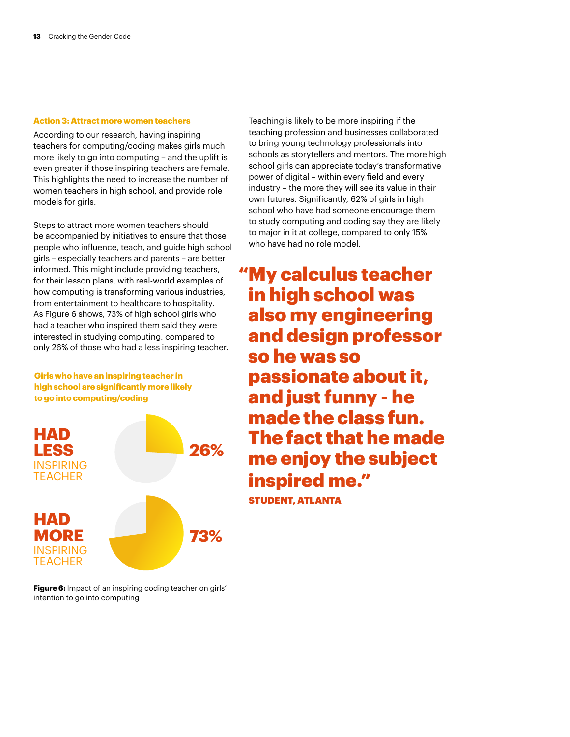### Action 3: Attract more women teachers

According to our research, having inspiring teachers for computing/coding makes girls much more likely to go into computing – and the uplift is even greater if those inspiring teachers are female. This highlights the need to increase the number of women teachers in high school, and provide role models for girls.

Steps to attract more women teachers should be accompanied by initiatives to ensure that those people who influence, teach, and guide high school girls – especially teachers and parents – are better informed. This might include providing teachers, for their lesson plans, with real-world examples of how computing is transforming various industries, from entertainment to healthcare to hospitality. As Figure 6 shows, 73% of high school girls who had a teacher who inspired them said they were interested in studying computing, compared to only 26% of those who had a less inspiring teacher.

**Girls who have an inspiring teacher in high school are significantly more likely to go into computing/coding**

HAD LESS INSPIRING TEACHER

26%

HAD MORE INSPIRING TEACHER

73%

**Figure 6:** Impact of an inspiring coding teacher on girls' intention to go into computing

Teaching is likely to be more inspiring if the teaching profession and businesses collaborated to bring young technology professionals into schools as storytellers and mentors. The more high school girls can appreciate today's transformative power of digital – within every field and every industry – the more they will see its value in their own futures. Significantly, 62% of girls in high school who have had someone encourage them to study computing and coding say they are likely to major in it at college, compared to only 15% who have had no role model.

> **"My calculus teacher in high school was also my engineering and design professor so he was so passionate about it, and just funny - he made the class fun. The fact that he made me enjoy the subject inspired me."**
>
> **STUDENT, ATLANTA**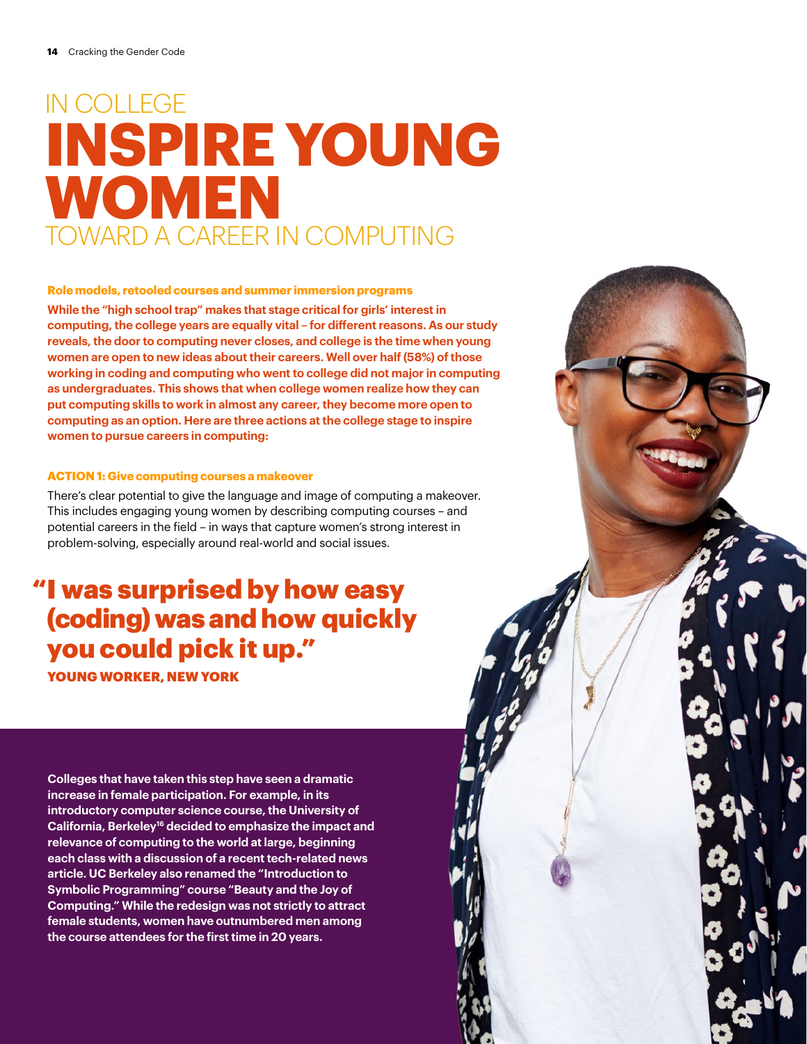# IN COLLEGE INSPIRE YOUNG WOMEN TOWARD A CAREER IN COMPUTING

**Role models, retooled courses and summer immersion programs**

**While the "high school trap" makes that stage critical for girls' interest in computing, the college years are equally vital – for different reasons. As our study reveals, the door to computing never closes, and college is the time when young women are open to new ideas about their careers. Well over half (58%) of those working in coding and computing who went to college did not major in computing as undergraduates. This shows that when college women realize how they can put computing skills to work in almost any career, they become more open to computing as an option. Here are three actions at the college stage to inspire women to pursue careers in computing:**

### ACTION 1: Give computing courses a makeover

There's clear potential to give the language and image of computing a makeover. This includes engaging young women by describing computing courses – and potential careers in the field – in ways that capture women's strong interest in problem-solving, especially around real-world and social issues.

> **"I was surprised by how easy (coding) was and how quickly you could pick it up."**
>
> **YOUNG WORKER, NEW YORK**

**Colleges that have taken this step have seen a dramatic increase in female participation. For example, in its introductory computer science course, the University of California, Berkeley[16] decided to emphasize the impact and relevance of computing to the world at large, beginning each class with a discussion of a recent tech-related news article. UC Berkeley also renamed the "Introduction to Symbolic Programming" course "Beauty and the Joy of Computing." While the redesign was not strictly to attract female students, women have outnumbered men among the course attendees for the first time in 20 years.**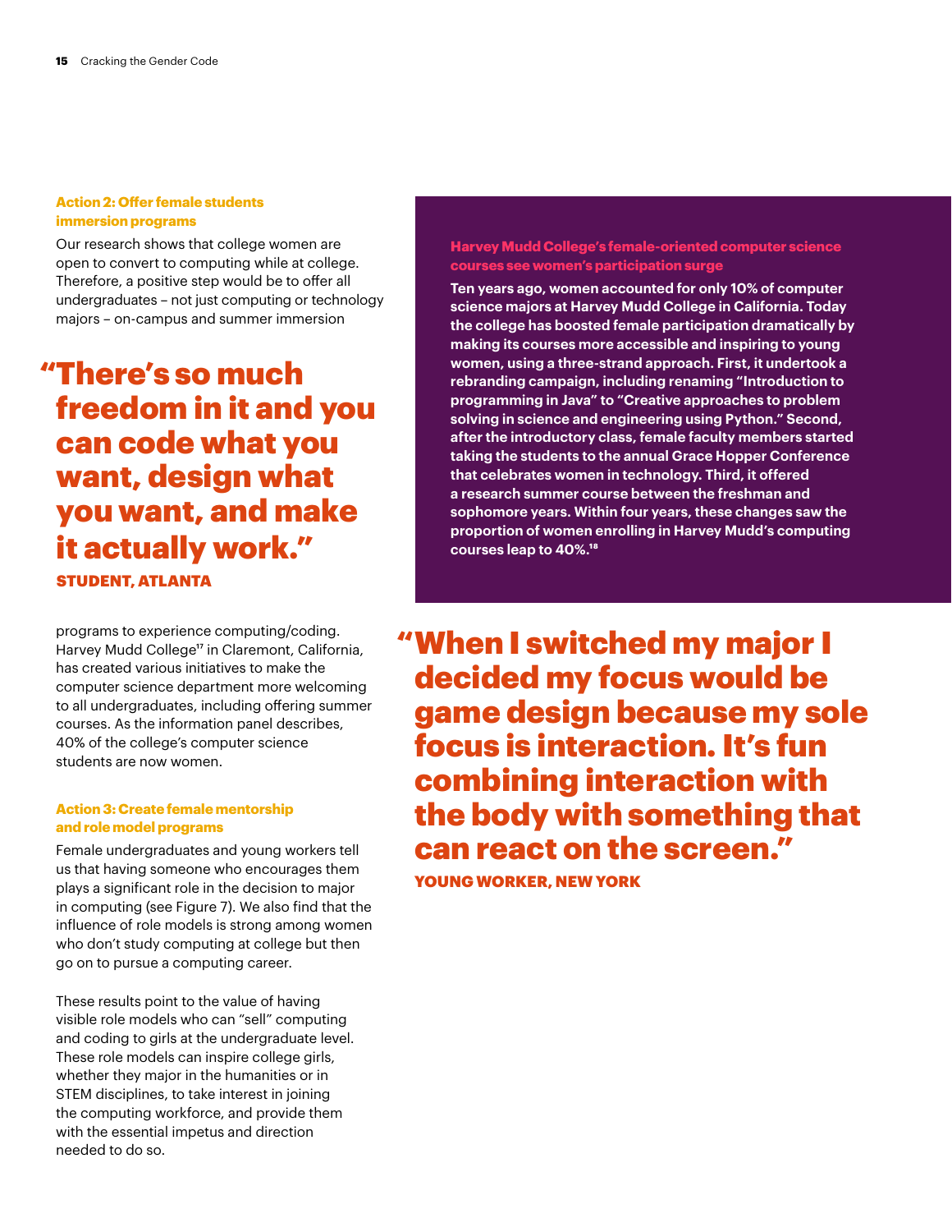### Action 2: Offer female students immersion programs

Our research shows that college women are open to convert to computing while at college. Therefore, a positive step would be to offer all undergraduates – not just computing or technology majors – on-campus and summer immersion programs to experience computing/coding. Harvey Mudd College[17] in Claremont, California, has created various initiatives to make the computer science department more welcoming to all undergraduates, including offering summer courses. As the information panel describes, 40% of the college's computer science students are now women.

> **"There's so much freedom in it and you can code what you want, design what you want, and make it actually work."**
>
> **STUDENT, ATLANTA**

### Action 3: Create female mentorship and role model programs

Female undergraduates and young workers tell us that having someone who encourages them plays a significant role in the decision to major in computing (see Figure 7). We also find that the influence of role models is strong among women who don't study computing at college but then go on to pursue a computing career.

These results point to the value of having visible role models who can "sell" computing and coding to girls at the undergraduate level. These role models can inspire college girls, whether they major in the humanities or in STEM disciplines, to take interest in joining the computing workforce, and provide them with the essential impetus and direction needed to do so.

#### Harvey Mudd College's female-oriented computer science courses see women's participation surge

**Ten years ago, women accounted for only 10% of computer science majors at Harvey Mudd College in California. Today the college has boosted female participation dramatically by making its courses more accessible and inspiring to young women, using a three-strand approach. First, it undertook a rebranding campaign, including renaming "Introduction to programming in Java" to "Creative approaches to problem solving in science and engineering using Python." Second, after the introductory class, female faculty members started taking the students to the annual Grace Hopper Conference that celebrates women in technology. Third, it offered a research summer course between the freshman and sophomore years. Within four years, these changes saw the proportion of women enrolling in Harvey Mudd's computing courses leap to 40%.[18]**

> **"When I switched my major I decided my focus would be game design because my sole focus is interaction. It's fun combining interaction with the body with something that can react on the screen."**
>
> **YOUNG WORKER, NEW YORK**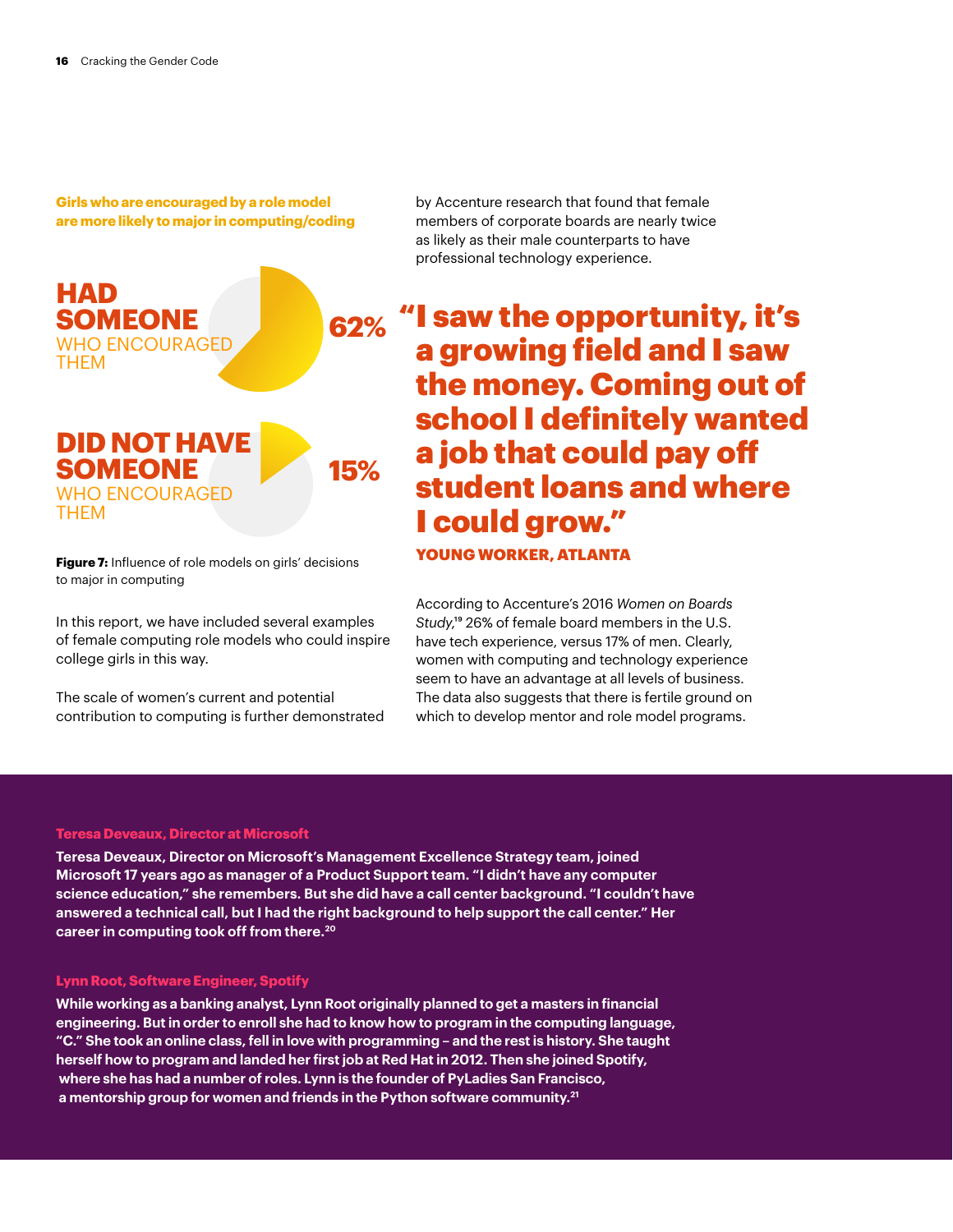**Girls who are encouraged by a role model are more likely to major in computing/coding**

**HAD SOMEONE** WHO ENCOURAGED THEM

62%

**DID NOT HAVE SOMEONE** WHO ENCOURAGED THEM

15%

**Figure 7:** Influence of role models on girls' decisions to major in computing

In this report, we have included several examples of female computing role models who could inspire college girls in this way.

The scale of women's current and potential contribution to computing is further demonstrated by Accenture research that found that female members of corporate boards are nearly twice as likely as their male counterparts to have professional technology experience.

> **"I saw the opportunity, it's a growing field and I saw the money. Coming out of school I definitely wanted a job that could pay off student loans and where I could grow."**
>
> **YOUNG WORKER, ATLANTA**

According to Accenture's 2016 *Women on Boards Study*,[19] 26% of female board members in the U.S. have tech experience, versus 17% of men. Clearly, women with computing and technology experience seem to have an advantage at all levels of business. The data also suggests that there is fertile ground on which to develop mentor and role model programs.

### Teresa Deveaux, Director at Microsoft

**Teresa Deveaux, Director on Microsoft's Management Excellence Strategy team, joined Microsoft 17 years ago as manager of a Product Support team. "I didn't have any computer science education," she remembers. But she did have a call center background. "I couldn't have answered a technical call, but I had the right background to help support the call center." Her career in computing took off from there.[20]**

### Lynn Root, Software Engineer, Spotify

**While working as a banking analyst, Lynn Root originally planned to get a masters in financial engineering. But in order to enroll she had to know how to program in the computing language, "C." She took an online class, fell in love with programming – and the rest is history. She taught herself how to program and landed her first job at Red Hat in 2012. Then she joined Spotify, where she has had a number of roles. Lynn is the founder of PyLadies San Francisco, a mentorship group for women and friends in the Python software community.[21]**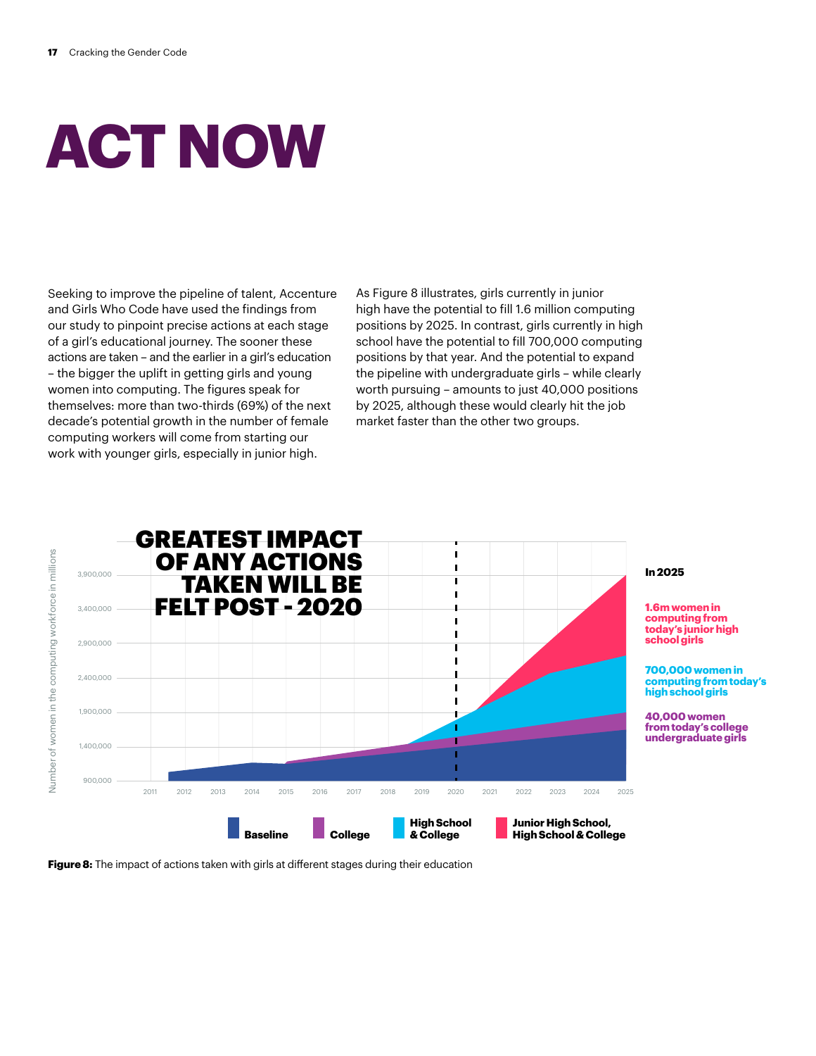# ACT NOW

Seeking to improve the pipeline of talent, Accenture and Girls Who Code have used the findings from our study to pinpoint precise actions at each stage of a girl's educational journey. The sooner these actions are taken – and the earlier in a girl's education – the bigger the uplift in getting girls and young women into computing. The figures speak for themselves: more than two-thirds (69%) of the next decade's potential growth in the number of female computing workers will come from starting our work with younger girls, especially in junior high.

As Figure 8 illustrates, girls currently in junior high have the potential to fill 1.6 million computing positions by 2025. In contrast, girls currently in high school have the potential to fill 700,000 computing positions by that year. And the potential to expand the pipeline with undergraduate girls – while clearly worth pursuing – amounts to just 40,000 positions by 2025, although these would clearly hit the job market faster than the other two groups.

GREATEST IMPACT OF ANY ACTIONS TAKEN WILL BE FELT POST - 2020

Number of women in the computing workforce in millions

3,900,000
3,400,000
2,900,000
2,400,000
1,900,000
1,400,000
900,000

2011 2012 2013 2014 2015 2016 2017 2018 2019 2020 2021 2022 2023 2024 2025

In 2025

1.6m women in computing from today's junior high school girls

700,000 women in computing from today's high school girls

40,000 women from today's college undergraduate girls

Baseline
College
High School & College
Junior High School, High School & College

**Figure 8:** The impact of actions taken with girls at different stages during their education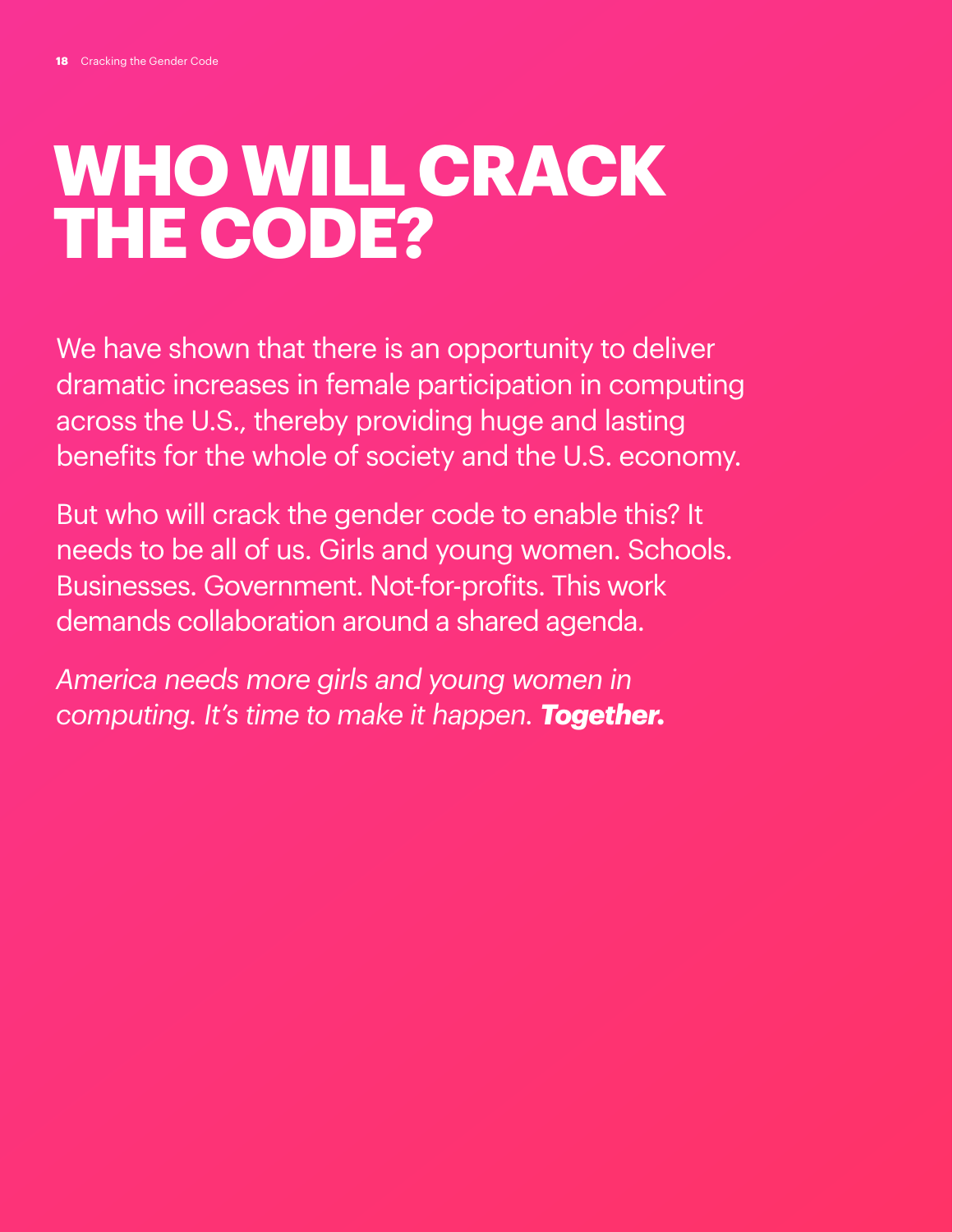# WHO WILL CRACK THE CODE?

We have shown that there is an opportunity to deliver dramatic increases in female participation in computing across the U.S., thereby providing huge and lasting benefits for the whole of society and the U.S. economy.

But who will crack the gender code to enable this? It needs to be all of us. Girls and young women. Schools. Businesses. Government. Not-for-profits. This work demands collaboration around a shared agenda.

*America needs more girls and young women in computing. It's time to make it happen.* ***Together.***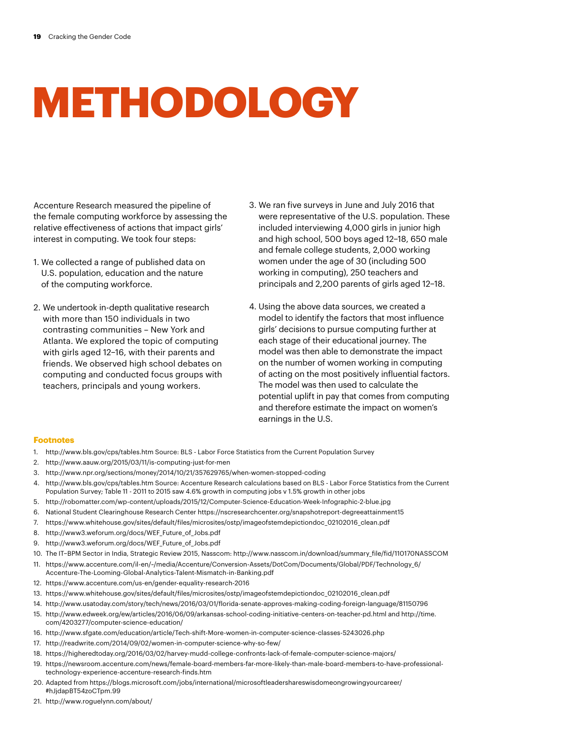# METHODOLOGY

Accenture Research measured the pipeline of the female computing workforce by assessing the relative effectiveness of actions that impact girls' interest in computing. We took four steps:

1. We collected a range of published data on U.S. population, education and the nature of the computing workforce.

2. We undertook in-depth qualitative research with more than 150 individuals in two contrasting communities – New York and Atlanta. We explored the topic of computing with girls aged 12–16, with their parents and friends. We observed high school debates on computing and conducted focus groups with teachers, principals and young workers.

3. We ran five surveys in June and July 2016 that were representative of the U.S. population. These included interviewing 4,000 girls in junior high and high school, 500 boys aged 12–18, 650 male and female college students, 2,000 working women under the age of 30 (including 500 working in computing), 250 teachers and principals and 2,200 parents of girls aged 12–18.

4. Using the above data sources, we created a model to identify the factors that most influence girls' decisions to pursue computing further at each stage of their educational journey. The model was then able to demonstrate the impact on the number of women working in computing of acting on the most positively influential factors. The model was then used to calculate the potential uplift in pay that comes from computing and therefore estimate the impact on women's earnings in the U.S.

### Footnotes

1. http://www.bls.gov/cps/tables.htm Source: BLS - Labor Force Statistics from the Current Population Survey
2. http://www.aauw.org/2015/03/11/is-computing-just-for-men
3. http://www.npr.org/sections/money/2014/10/21/357629765/when-women-stopped-coding
4. http://www.bls.gov/cps/tables.htm Source: Accenture Research calculations based on BLS - Labor Force Statistics from the Current Population Survey; Table 11 - 2011 to 2015 saw 4.6% growth in computing jobs v 1.5% growth in other jobs
5. http://robomatter.com/wp-content/uploads/2015/12/Computer-Science-Education-Week-Infographic-2-blue.jpg
6. National Student Clearinghouse Research Center https://nscresearchcenter.org/snapshotreport-degreeattainment15
7. https://www.whitehouse.gov/sites/default/files/microsites/ostp/imageofstemdepictiondoc_02102016_clean.pdf
8. http://www3.weforum.org/docs/WEF_Future_of_Jobs.pdf
9. http://www3.weforum.org/docs/WEF_Future_of_Jobs.pdf
10. The IT–BPM Sector in India, Strategic Review 2015, Nasscom: http://www.nasscom.in/download/summary_file/fid/110170NASSCOM
11. https://www.accenture.com/il-en/~/media/Accenture/Conversion-Assets/DotCom/Documents/Global/PDF/Technology_6/Accenture-The-Looming-Global-Analytics-Talent-Mismatch-in-Banking.pdf
12. https://www.accenture.com/us-en/gender-equality-research-2016
13. https://www.whitehouse.gov/sites/default/files/microsites/ostp/imageofstemdepictiondoc_02102016_clean.pdf
14. http://www.usatoday.com/story/tech/news/2016/03/01/florida-senate-approves-making-coding-foreign-language/81150796
15. http://www.edweek.org/ew/articles/2016/06/09/arkansas-school-coding-initiative-centers-on-teacher-pd.html and http://time.com/4203277/computer-science-education/
16. http://www.sfgate.com/education/article/Tech-shift-More-women-in-computer-science-classes-5243026.php
17. http://readwrite.com/2014/09/02/women-in-computer-science-why-so-few/
18. https://higheredtoday.org/2016/03/02/harvey-mudd-college-confronts-lack-of-female-computer-science-majors/
19. https://newsroom.accenture.com/news/female-board-members-far-more-likely-than-male-board-members-to-have-professional-technology-experience-accenture-research-finds.htm
20. Adapted from https://blogs.microsoft.com/jobs/international/microsoftleadershareswisdomeongrowingyourcareer/#hJjdapBT54zoCTpm.99
21. http://www.roguelynn.com/about/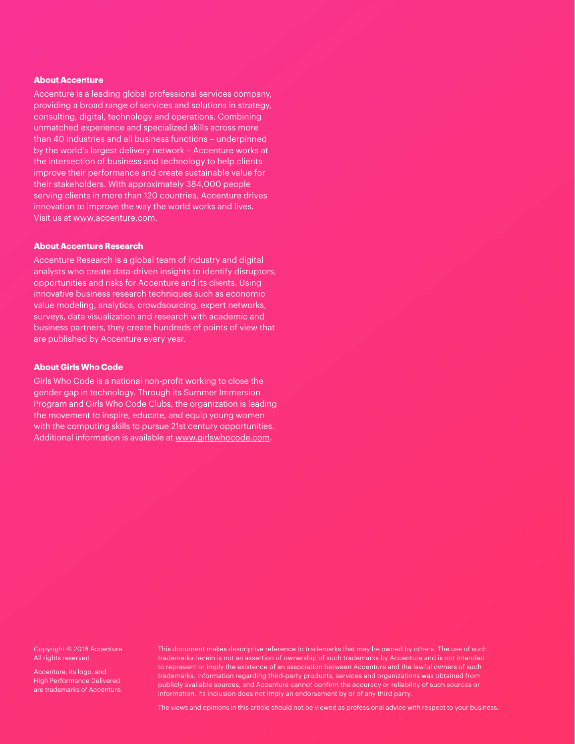### About Accenture

Accenture is a leading global professional services company, providing a broad range of services and solutions in strategy, consulting, digital, technology and operations. Combining unmatched experience and specialized skills across more than 40 industries and all business functions – underpinned by the world's largest delivery network – Accenture works at the intersection of business and technology to help clients improve their performance and create sustainable value for their stakeholders. With approximately 384,000 people serving clients in more than 120 countries, Accenture drives innovation to improve the way the world works and lives. Visit us at www.accenture.com.

### About Accenture Research

Accenture Research is a global team of industry and digital analysts who create data-driven insights to identify disruptors, opportunities and risks for Accenture and its clients. Using innovative business research techniques such as economic value modeling, analytics, crowdsourcing, expert networks, surveys, data visualization and research with academic and business partners, they create hundreds of points of view that are published by Accenture every year.

### About Girls Who Code

Girls Who Code is a national non-profit working to close the gender gap in technology. Through its Summer Immersion Program and Girls Who Code Clubs, the organization is leading the movement to inspire, educate, and equip young women with the computing skills to pursue 21st century opportunities. Additional information is available at www.girlswhocode.com.

Copyright © 2016 Accenture
All rights reserved.

Accenture, its logo, and High Performance Delivered are trademarks of Accenture.

This document makes descriptive reference to trademarks that may be owned by others. The use of such trademarks herein is not an assertion of ownership of such trademarks by Accenture and is not intended to represent or imply the existence of an association between Accenture and the lawful owners of such trademarks. Information regarding third-party products, services and organizations was obtained from publicly available sources, and Accenture cannot confirm the accuracy or reliability of such sources or information. Its inclusion does not imply an endorsement by or of any third party.

The views and opinions in this article should not be viewed as professional advice with respect to your business.